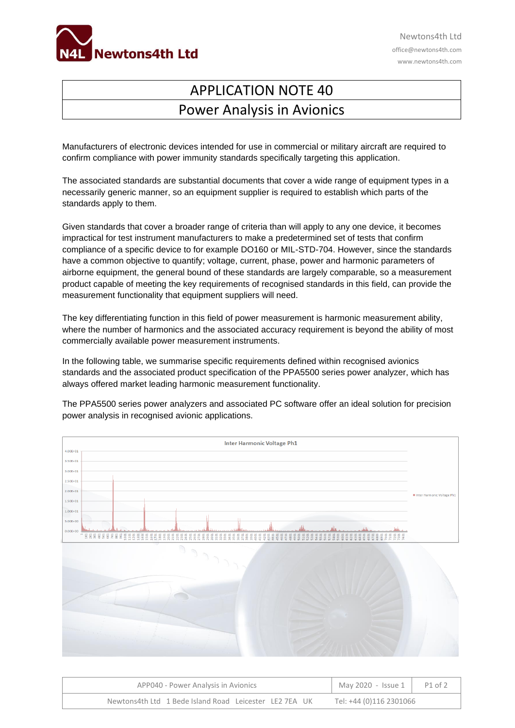# APPLICATION NOTE 40

## Power Analysis in Avionics

Manufacturers of electronic devices intended for use in commercial or military aircraft are required to confirm compliance with power immunity standards specifically targeting this application.

The associated standards are substantial documents that cover a wide range of equipment types in a necessarily generic manner, so an equipment supplier is required to establish which parts of the standards apply to them.

Given standards that cover a broader range of criteria than will apply to any one device, it becomes impractical for test instrument manufacturers to make a predetermined set of tests that confirm compliance of a specific device to for example DO160 or MIL-STD-704. However, since the standards have a common objective to quantify; voltage, current, phase, power and harmonic parameters of airborne equipment, the general bound of these standards are largely comparable, so a measurement product capable of meeting the key requirements of recognised standards in this field, can provide the measurement functionality that equipment suppliers will need.

The key differentiating function in this field of power measurement is harmonic measurement ability, where the number of harmonics and the associated accuracy requirement is beyond the ability of most commercially available power measurement instruments.

In the following table, we summarise specific requirements defined within recognised avionics standards and the associated product specification of the PPA5500 series power analyzer, which has always offered market leading harmonic measurement functionality.

The PPA5500 series power analyzers and associated PC software offer an ideal solution for precision power analysis in recognised avionic applications.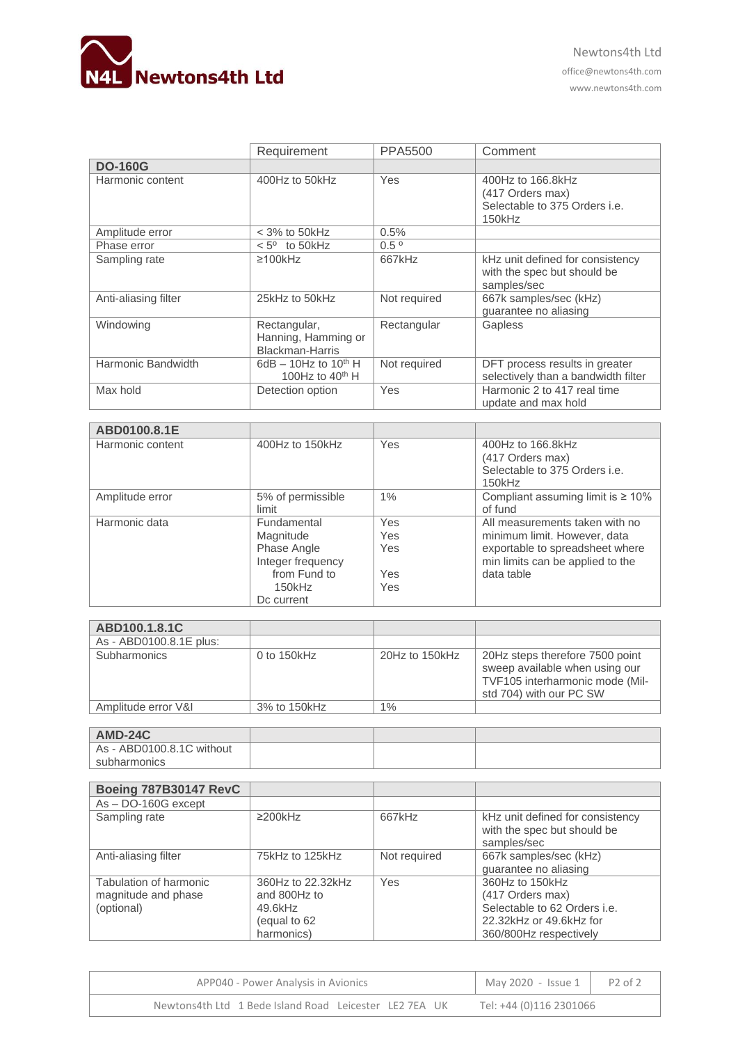| | Requirement | PPA5500 | Comment |
|---|---|---|---|
| **DO-160G** | | | |
| Harmonic content | 400Hz to 50kHz | Yes | 400Hz to 166.8kHz (417 Orders max) Selectable to 375 Orders i.e. 150kHz |
| Amplitude error | < 3% to 50kHz | 0.5% | |
| Phase error | < 5º to 50kHz | 0.5 º | |
| Sampling rate | ≥100kHz | 667kHz | kHz unit defined for consistency with the spec but should be samples/sec |
| Anti-aliasing filter | 25kHz to 50kHz | Not required | 667k samples/sec (kHz) guarantee no aliasing |
| Windowing | Rectangular, Hanning, Hamming or Blackman-Harris | Rectangular | Gapless |
| Harmonic Bandwidth | 6dB – 10Hz to 10th H 100Hz to 40th H | Not required | DFT process results in greater selectively than a bandwidth filter |
| Max hold | Detection option | Yes | Harmonic 2 to 417 real time update and max hold |

| | | | |
|---|---|---|---|
| **ABD0100.8.1E** | | | |
| Harmonic content | 400Hz to 150kHz | Yes | 400Hz to 166.8kHz (417 Orders max) Selectable to 375 Orders i.e. 150kHz |
| Amplitude error | 5% of permissible limit | 1% | Compliant assuming limit is ≥ 10% of fund |
| Harmonic data | Fundamental<br>Magnitude<br>Phase Angle<br>Integer frequency from Fund to 150kHz<br>Dc current | Yes<br>Yes<br>Yes<br>Yes<br>Yes | All measurements taken with no minimum limit. However, data exportable to spreadsheet where min limits can be applied to the data table |

| | | | |
|---|---|---|---|
| **ABD100.1.8.1C** | | | |
| As - ABD0100.8.1E plus: | | | |
| Subharmonics | 0 to 150kHz | 20Hz to 150kHz | 20Hz steps therefore 7500 point sweep available when using our TVF105 interharmonic mode (Mil-std 704) with our PC SW |
| Amplitude error V&I | 3% to 150kHz | 1% | |

| | | | |
|---|---|---|---|
| **AMD-24C** | | | |
| As - ABD0100.8.1C without subharmonics | | | |

| | | | |
|---|---|---|---|
| **Boeing 787B30147 RevC** | | | |
| As – DO-160G except | | | |
| Sampling rate | ≥200kHz | 667kHz | kHz unit defined for consistency with the spec but should be samples/sec |
| Anti-aliasing filter | 75kHz to 125kHz | Not required | 667k samples/sec (kHz) guarantee no aliasing |
| Tabulation of harmonic magnitude and phase (optional) | 360Hz to 22.32kHz and 800Hz to 49.6kHz (equal to 62 harmonics) | Yes | 360Hz to 150kHz (417 Orders max) Selectable to 62 Orders i.e. 22.32kHz or 49.6kHz for 360/800Hz respectively |